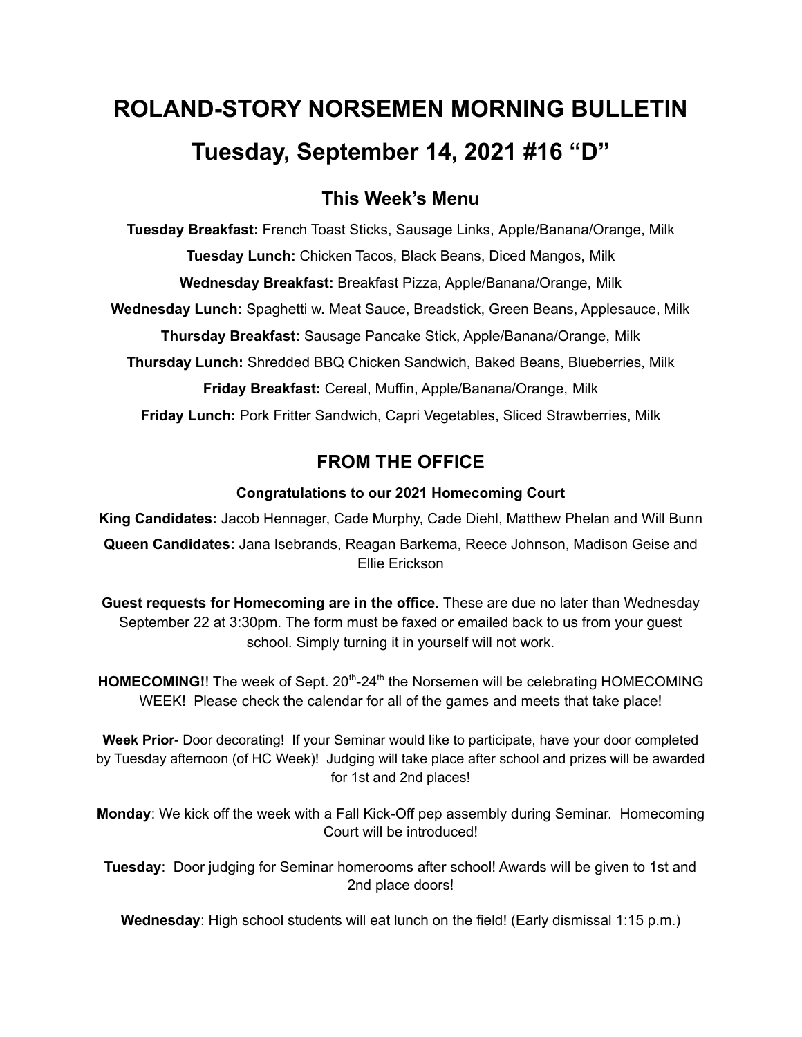# ROLAND-STORY NORSEMEN MORNING BULLETIN

# Tuesday, September 14, 2021 #16 "D"

## This Week's Menu

**Tuesday Breakfast:** French Toast Sticks, Sausage Links, Apple/Banana/Orange, Milk

**Tuesday Lunch:** Chicken Tacos, Black Beans, Diced Mangos, Milk

**Wednesday Breakfast:** Breakfast Pizza, Apple/Banana/Orange, Milk

**Wednesday Lunch:** Spaghetti w. Meat Sauce, Breadstick, Green Beans, Applesauce, Milk

**Thursday Breakfast:** Sausage Pancake Stick, Apple/Banana/Orange, Milk

**Thursday Lunch:** Shredded BBQ Chicken Sandwich, Baked Beans, Blueberries, Milk

**Friday Breakfast:** Cereal, Muffin, Apple/Banana/Orange, Milk

**Friday Lunch:** Pork Fritter Sandwich, Capri Vegetables, Sliced Strawberries, Milk

## FROM THE OFFICE

**Congratulations to our 2021 Homecoming Court**

**King Candidates:** Jacob Hennager, Cade Murphy, Cade Diehl, Matthew Phelan and Will Bunn

**Queen Candidates:** Jana Isebrands, Reagan Barkema, Reece Johnson, Madison Geise and Ellie Erickson

**Guest requests for Homecoming are in the office.** These are due no later than Wednesday September 22 at 3:30pm. The form must be faxed or emailed back to us from your guest school. Simply turning it in yourself will not work.

**HOMECOMING!**! The week of Sept. 20th-24th the Norsemen will be celebrating HOMECOMING WEEK! Please check the calendar for all of the games and meets that take place!

**Week Prior**- Door decorating! If your Seminar would like to participate, have your door completed by Tuesday afternoon (of HC Week)! Judging will take place after school and prizes will be awarded for 1st and 2nd places!

**Monday**: We kick off the week with a Fall Kick-Off pep assembly during Seminar. Homecoming Court will be introduced!

**Tuesday**: Door judging for Seminar homerooms after school! Awards will be given to 1st and 2nd place doors!

**Wednesday**: High school students will eat lunch on the field! (Early dismissal 1:15 p.m.)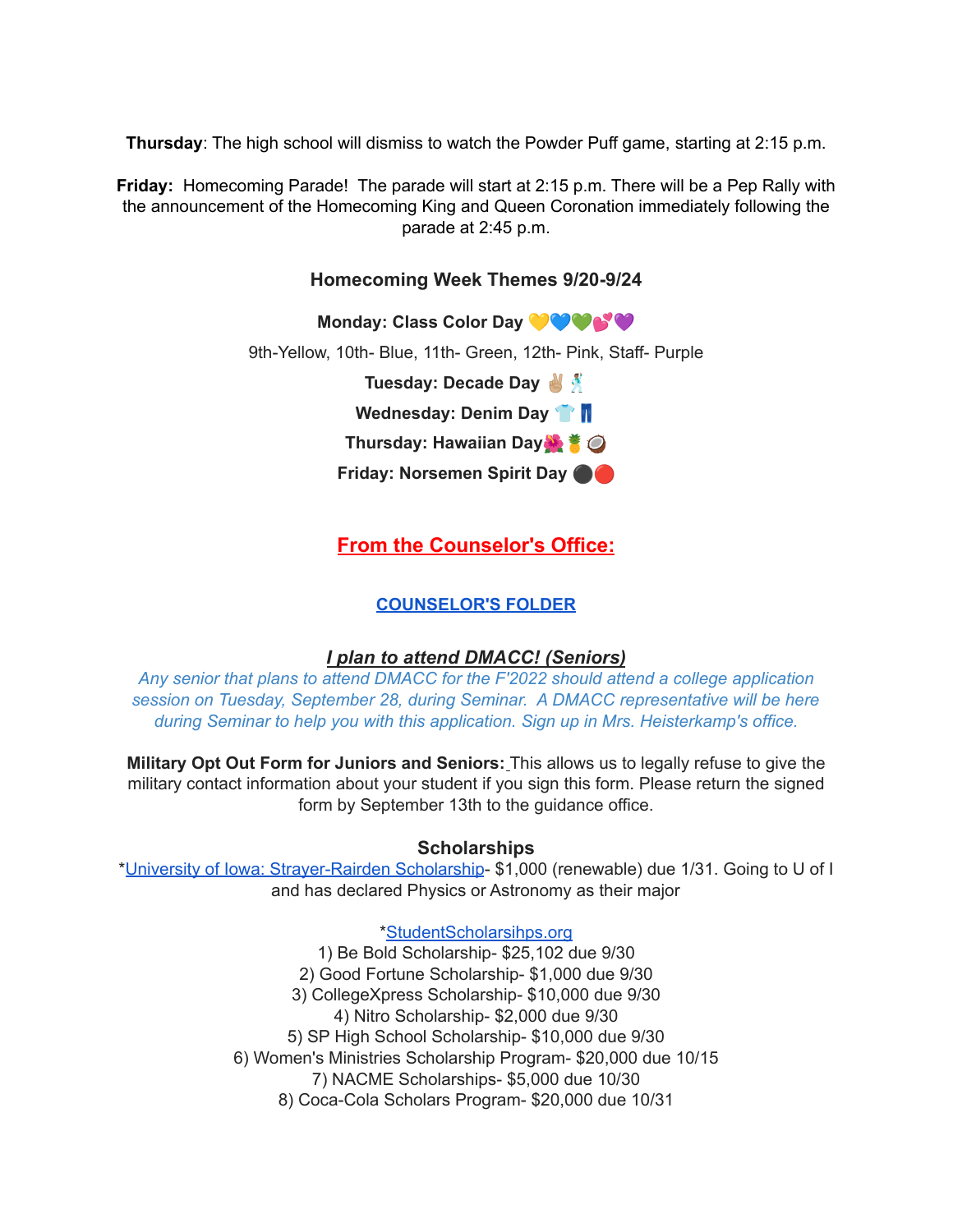**Thursday**: The high school will dismiss to watch the Powder Puff game, starting at 2:15 p.m.

**Friday:** Homecoming Parade! The parade will start at 2:15 p.m. There will be a Pep Rally with the announcement of the Homecoming King and Queen Coronation immediately following the parade at 2:45 p.m.

### Homecoming Week Themes 9/20-9/24

**Monday: Class Color Day** 💛💙💚💕💜

9th-Yellow, 10th- Blue, 11th- Green, 12th- Pink, Staff- Purple

**Tuesday: Decade Day** ✌🏼🕺

**Wednesday: Denim Day** 👕👖

**Thursday: Hawaiian Day**🌺🍍🥥

**Friday: Norsemen Spirit Day** ⚫🔴

## From the Counselor's Office:

**COUNSELOR'S FOLDER**

***I plan to attend DMACC! (Seniors)***

*Any senior that plans to attend DMACC for the F'2022 should attend a college application session on Tuesday, September 28, during Seminar. A DMACC representative will be here during Seminar to help you with this application. Sign up in Mrs. Heisterkamp's office.*

**Military Opt Out Form for Juniors and Seniors:** This allows us to legally refuse to give the military contact information about your student if you sign this form. Please return the signed form by September 13th to the guidance office.

### Scholarships

*University of Iowa: Strayer-Rairden Scholarship- $1,000 (renewable) due 1/31. Going to U of I and has declared Physics or Astronomy as their major

*StudentScholarsihps.org

1) Be Bold Scholarship- $25,102 due 9/30
2) Good Fortune Scholarship- $1,000 due 9/30
3) CollegeXpress Scholarship- $10,000 due 9/30
4) Nitro Scholarship- $2,000 due 9/30
5) SP High School Scholarship- $10,000 due 9/30
6) Women's Ministries Scholarship Program- $20,000 due 10/15
7) NACME Scholarships- $5,000 due 10/30
8) Coca-Cola Scholars Program- $20,000 due 10/31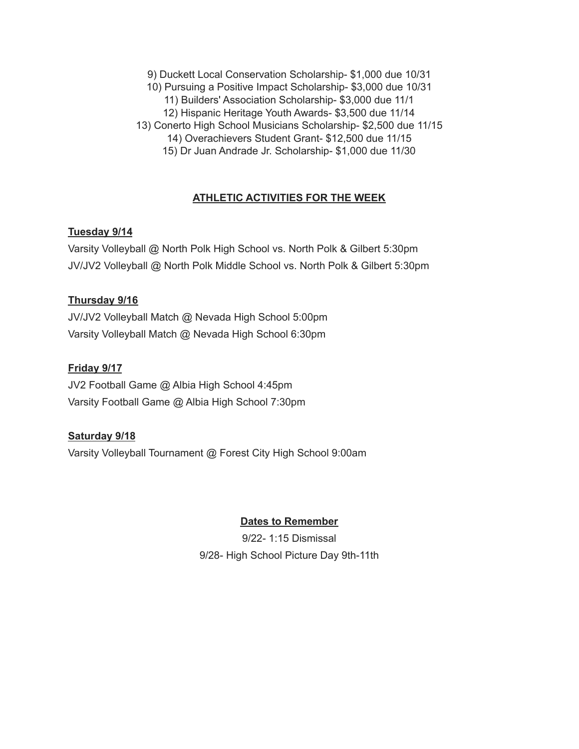9) Duckett Local Conservation Scholarship- $1,000 due 10/31
10) Pursuing a Positive Impact Scholarship- $3,000 due 10/31
11) Builders' Association Scholarship- $3,000 due 11/1
12) Hispanic Heritage Youth Awards- $3,500 due 11/14
13) Conerto High School Musicians Scholarship- $2,500 due 11/15
14) Overachievers Student Grant- $12,500 due 11/15
15) Dr Juan Andrade Jr. Scholarship- $1,000 due 11/30

## ATHLETIC ACTIVITIES FOR THE WEEK

**Tuesday 9/14**

Varsity Volleyball @ North Polk High School vs. North Polk & Gilbert 5:30pm
JV/JV2 Volleyball @ North Polk Middle School vs. North Polk & Gilbert 5:30pm

**Thursday 9/16**

JV/JV2 Volleyball Match @ Nevada High School 5:00pm
Varsity Volleyball Match @ Nevada High School 6:30pm

**Friday 9/17**

JV2 Football Game @ Albia High School 4:45pm
Varsity Football Game @ Albia High School 7:30pm

**Saturday 9/18**

Varsity Volleyball Tournament @ Forest City High School 9:00am

## Dates to Remember

9/22- 1:15 Dismissal
9/28- High School Picture Day 9th-11th